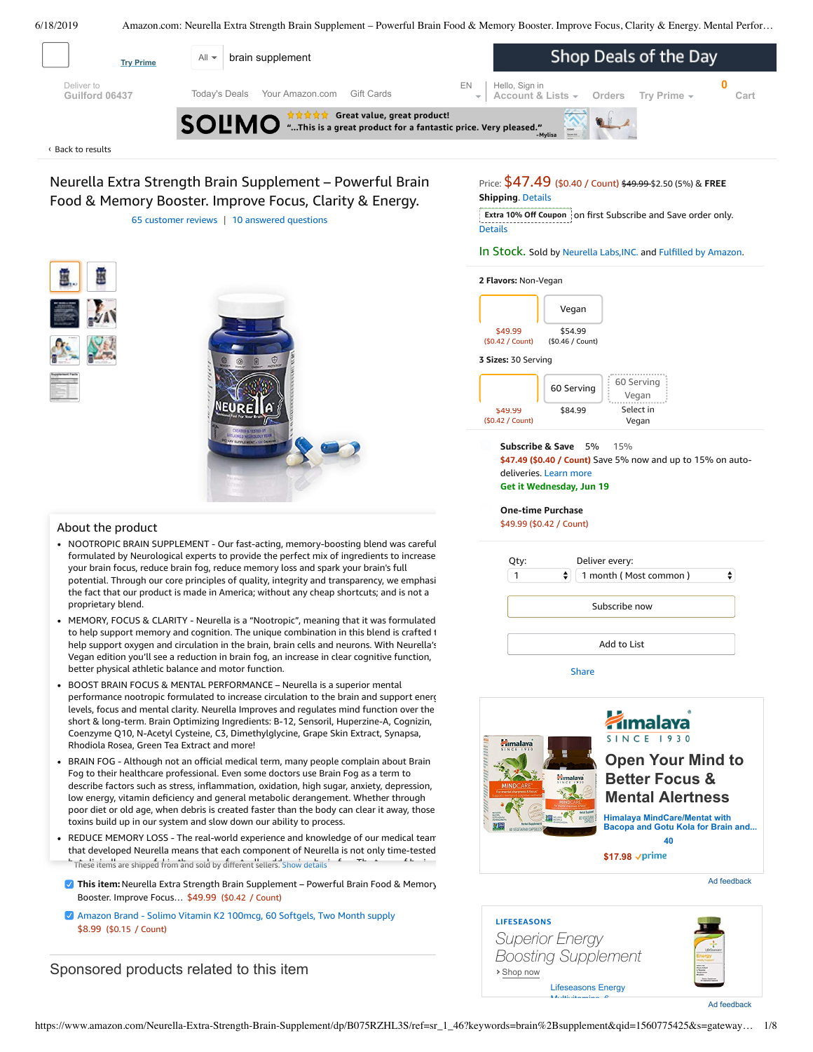Try Prime

All brain supplement

Shop Deals of the Day

Deliver to Guilford 06437

Today's Deals Your Amazon.com Gift Cards

EN

Hello, Sign in Account & Lists Orders Try Prime 0 Cart

SOLIMO Great value, great product! "...This is a great product for a fantastic price. Very pleased." -Mylisa

‹ Back to results

# Neurella Extra Strength Brain Supplement – Powerful Brain Food & Memory Booster. Improve Focus, Clarity & Energy.

65 customer reviews | 10 answered questions

Price: $47.49 ($0.40 / Count) ~~$49.99~~ $2.50 (5%) & **FREE Shipping**. Details

Extra 10% Off Coupon on first Subscribe and Save order only. Details

In Stock. Sold by Neurella Labs,INC. and Fulfilled by Amazon.

**2 Flavors:** Non-Vegan

| | Vegan |
|---|---|
| $49.99 ($0.42 / Count) | $54.99 ($0.46 / Count) |

**3 Sizes:** 30 Serving

| | 60 Serving | 60 Serving Vegan |
|---|---|---|
| $49.99 ($0.42 / Count) | $84.99 | Select in Vegan |

**Subscribe & Save** 5% 15%

$47.49 ($0.40 / Count) Save 5% now and up to 15% on auto-deliveries. Learn more

Get it Wednesday, Jun 19

**One-time Purchase**

$49.99 ($0.42 / Count)

Qty: 1 Deliver every: 1 month ( Most common )

Subscribe now

Add to List

Share

## About the product

- NOOTROPIC BRAIN SUPPLEMENT - Our fast-acting, memory-boosting blend was careful formulated by Neurological experts to provide the perfect mix of ingredients to increase your brain focus, reduce brain fog, reduce memory loss and spark your brain's full potential. Through our core principles of quality, integrity and transparency, we emphasi the fact that our product is made in America; without any cheap shortcuts; and is not a proprietary blend.
- MEMORY, FOCUS & CLARITY - Neurella is a "Nootropic", meaning that it was formulated to help support memory and cognition. The unique combination in this blend is crafted t help support oxygen and circulation in the brain, brain cells and neurons. With Neurella's Vegan edition you'll see a reduction in brain fog, an increase in clear cognitive function, better physical athletic balance and motor function.
- BOOST BRAIN FOCUS & MENTAL PERFORMANCE – Neurella is a superior mental performance nootropic formulated to increase circulation to the brain and support energ levels, focus and mental clarity. Neurella Improves and regulates mind function over the short & long-term. Brain Optimizing Ingredients: B-12, Sensoril, Huperzine-A, Cognizin, Coenzyme Q10, N-Acetyl Cysteine, C3, Dimethylglycine, Grape Skin Extract, Synapsa, Rhodiola Rosea, Green Tea Extract and more!
- BRAIN FOG - Although not an official medical term, many people complain about Brain Fog to their healthcare professional. Even some doctors use Brain Fog as a term to describe factors such as stress, inflammation, oxidation, high sugar, anxiety, depression, low energy, vitamin deficiency and general metabolic derangement. Whether through poor diet or old age, when debris is created faster than the body can clear it away, those toxins build up in our system and slow down our ability to process.
- REDUCE MEMORY LOSS - The real-world experience and knowledge of our medical team that developed Neurella means that each component of Neurella is not only time-tested

These items are shipped from and sold by different sellers. Show details

- [x] **This item:** Neurella Extra Strength Brain Supplement – Powerful Brain Food & Memory Booster. Improve Focus… $49.99 ($0.42 / Count)
- [x] Amazon Brand - Solimo Vitamin K2 100mcg, 60 Softgels, Two Month supply $8.99 ($0.15 / Count)

## Sponsored products related to this item

Himalaya SINCE 1930

Open Your Mind to Better Focus & Mental Alertness

Himalaya MindCare/Mentat with Bacopa and Gotu Kola for Brain and...

40

$17.98 prime

Ad feedback

LIFESEASONS

Superior Energy Boosting Supplement

› Shop now

Lifeseasons Energy Multivitamins &...

Ad feedback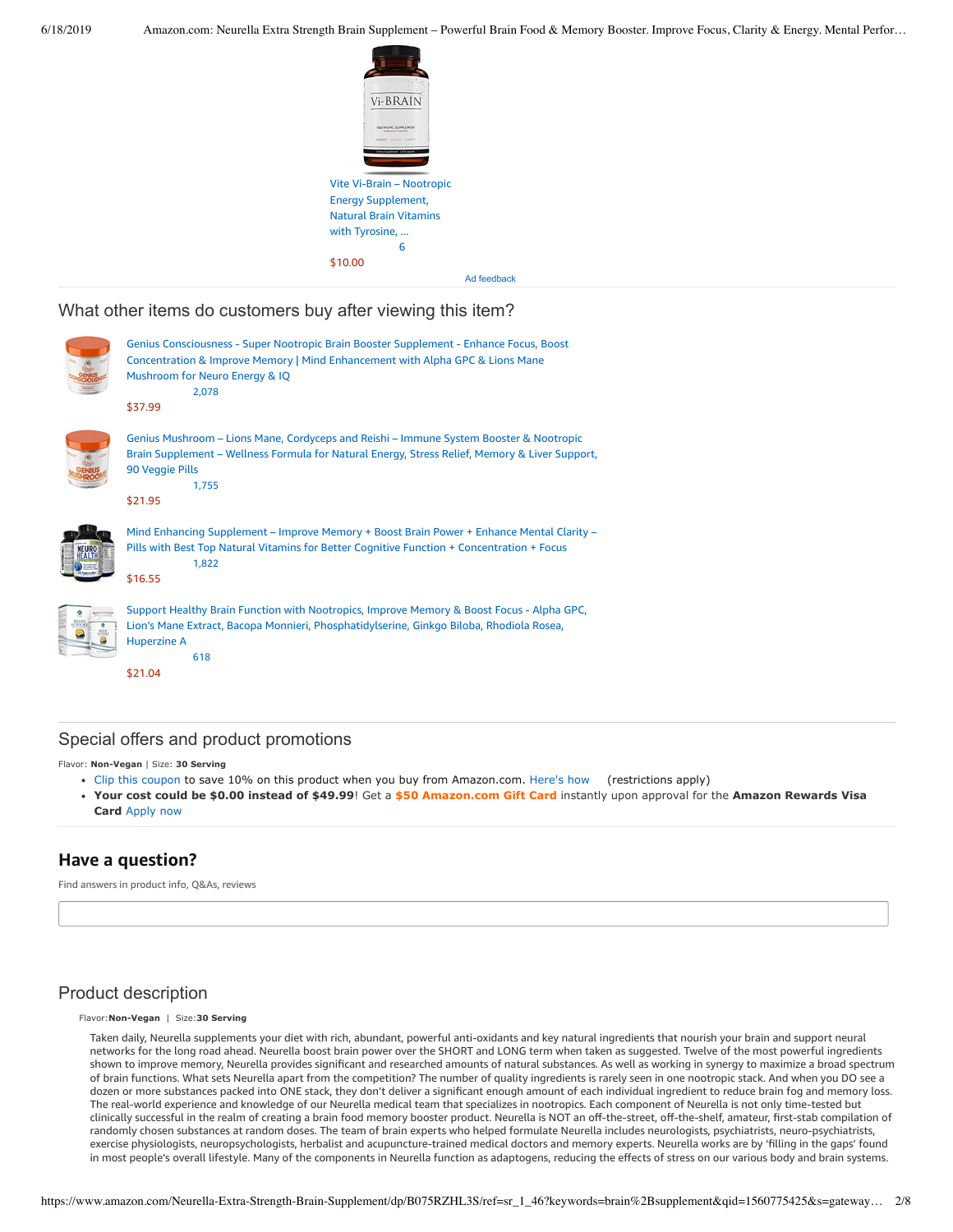Vite Vi-Brain – Nootropic Energy Supplement, Natural Brain Vitamins with Tyrosine, ...

6

$10.00

Ad feedback

## What other items do customers buy after viewing this item?

- Genius Consciousness - Super Nootropic Brain Booster Supplement - Enhance Focus, Boost Concentration & Improve Memory | Mind Enhancement with Alpha GPC & Lions Mane Mushroom for Neuro Energy & IQ
  2,078
  $37.99
- Genius Mushroom – Lions Mane, Cordyceps and Reishi – Immune System Booster & Nootropic Brain Supplement – Wellness Formula for Natural Energy, Stress Relief, Memory & Liver Support, 90 Veggie Pills
  1,755
  $21.95
- Mind Enhancing Supplement – Improve Memory + Boost Brain Power + Enhance Mental Clarity – Pills with Best Top Natural Vitamins for Better Cognitive Function + Concentration + Focus
  1,822
  $16.55
- Support Healthy Brain Function with Nootropics, Improve Memory & Boost Focus - Alpha GPC, Lion's Mane Extract, Bacopa Monnieri, Phosphatidylserine, Ginkgo Biloba, Rhodiola Rosea, Huperzine A
  618
  $21.04

## Special offers and product promotions

Flavor: **Non-Vegan** | Size: **30 Serving**

- Clip this coupon to save 10% on this product when you buy from Amazon.com. Here's how (restrictions apply)
- **Your cost could be $0.00 instead of $49.99**! Get a **$50 Amazon.com Gift Card** instantly upon approval for the **Amazon Rewards Visa Card** Apply now

## Have a question?

Find answers in product info, Q&As, reviews

## Product description

Flavor:**Non-Vegan** | Size:**30 Serving**

Taken daily, Neurella supplements your diet with rich, abundant, powerful anti-oxidants and key natural ingredients that nourish your brain and support neural networks for the long road ahead. Neurella boost brain power over the SHORT and LONG term when taken as suggested. Twelve of the most powerful ingredients shown to improve memory, Neurella provides significant and researched amounts of natural substances. As well as working in synergy to maximize a broad spectrum of brain functions. What sets Neurella apart from the competition? The number of quality ingredients is rarely seen in one nootropic stack. And when you DO see a dozen or more substances packed into ONE stack, they don't deliver a significant enough amount of each individual ingredient to reduce brain fog and memory loss. The real-world experience and knowledge of our Neurella medical team that specializes in nootropics. Each component of Neurella is not only time-tested but clinically successful in the realm of creating a brain food memory booster product. Neurella is NOT an off-the-street, off-the-shelf, amateur, first-stab compilation of randomly chosen substances at random doses. The team of brain experts who helped formulate Neurella includes neurologists, psychiatrists, neuro-psychiatrists, exercise physiologists, neuropsychologists, herbalist and acupuncture-trained medical doctors and memory experts. Neurella works are by 'filling in the gaps' found in most people's overall lifestyle. Many of the components in Neurella function as adaptogens, reducing the effects of stress on our various body and brain systems.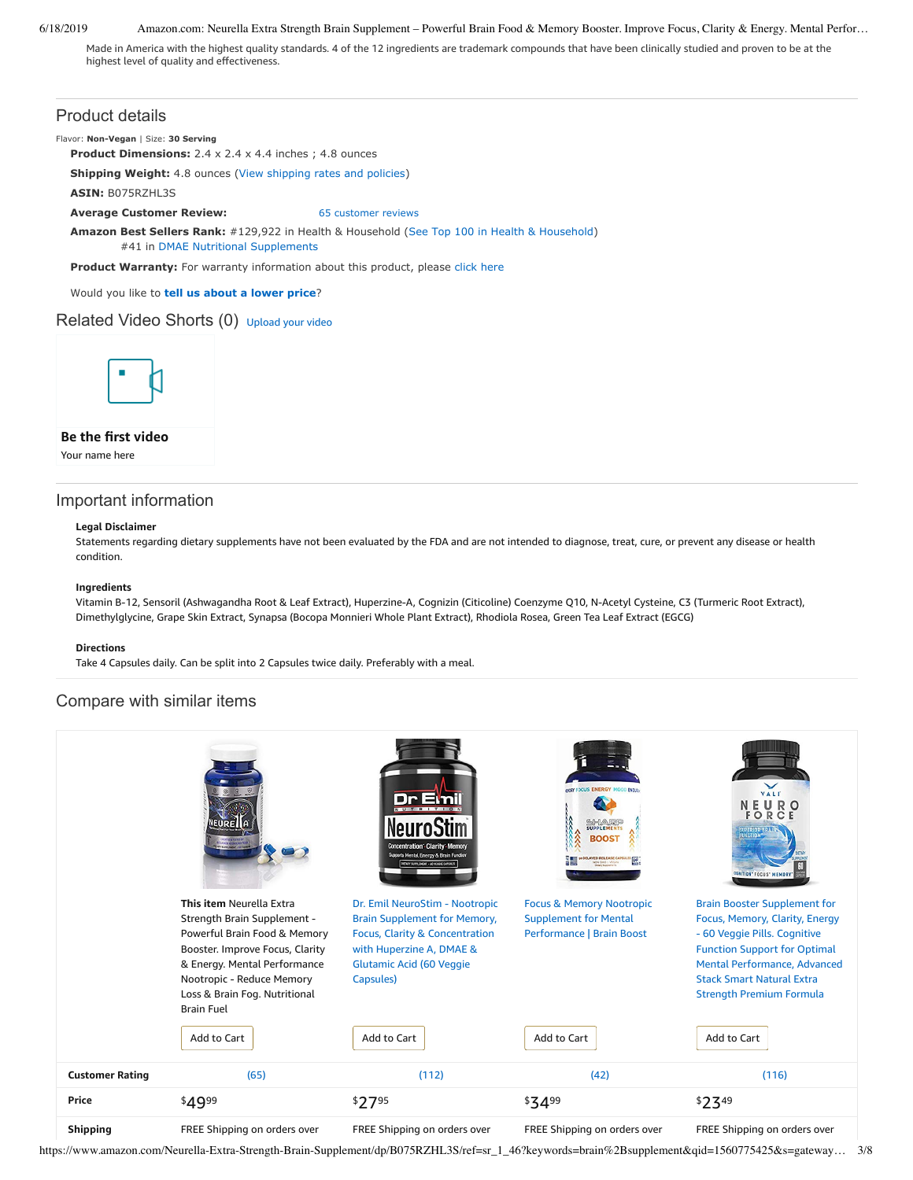Made in America with the highest quality standards. 4 of the 12 ingredients are trademark compounds that have been clinically studied and proven to be at the highest level of quality and effectiveness.

## Product details

Flavor: **Non-Vegan** | Size: **30 Serving**

**Product Dimensions:** 2.4 x 2.4 x 4.4 inches ; 4.8 ounces

**Shipping Weight:** 4.8 ounces (View shipping rates and policies)

**ASIN:** B075RZHL3S

**Average Customer Review:** 65 customer reviews

**Amazon Best Sellers Rank:** #129,922 in Health & Household (See Top 100 in Health & Household)
#41 in DMAE Nutritional Supplements

**Product Warranty:** For warranty information about this product, please click here

Would you like to **tell us about a lower price**?

## Related Video Shorts (0) Upload your video

**Be the first video**

Your name here

## Important information

**Legal Disclaimer**

Statements regarding dietary supplements have not been evaluated by the FDA and are not intended to diagnose, treat, cure, or prevent any disease or health condition.

**Ingredients**

Vitamin B-12, Sensoril (Ashwagandha Root & Leaf Extract), Huperzine-A, Cognizin (Citicoline) Coenzyme Q10, N-Acetyl Cysteine, C3 (Turmeric Root Extract), Dimethylglycine, Grape Skin Extract, Synapsa (Bocopa Monnieri Whole Plant Extract), Rhodiola Rosea, Green Tea Leaf Extract (EGCG)

**Directions**

Take 4 Capsules daily. Can be split into 2 Capsules twice daily. Preferably with a meal.

## Compare with similar items

| | **This item** Neurella Extra Strength Brain Supplement - Powerful Brain Food & Memory Booster. Improve Focus, Clarity & Energy. Mental Performance Nootropic - Reduce Memory Loss & Brain Fog. Nutritional Brain Fuel | Dr. Emil NeuroStim - Nootropic Brain Supplement for Memory, Focus, Clarity & Concentration with Huperzine A, DMAE & Glutamic Acid (60 Veggie Capsules) | Focus & Memory Nootropic Supplement for Mental Performance \| Brain Boost | Brain Booster Supplement for Focus, Memory, Clarity, Energy - 60 Veggie Pills. Cognitive Function Support for Optimal Mental Performance, Advanced Stack Smart Natural Extra Strength Premium Formula |
|---|---|---|---|---|
| | Add to Cart | Add to Cart | Add to Cart | Add to Cart |
| **Customer Rating** | (65) | (112) | (42) | (116) |
| **Price** | $49.99 | $27.95 | $34.99 | $23.49 |
| **Shipping** | FREE Shipping on orders over | FREE Shipping on orders over | FREE Shipping on orders over | FREE Shipping on orders over |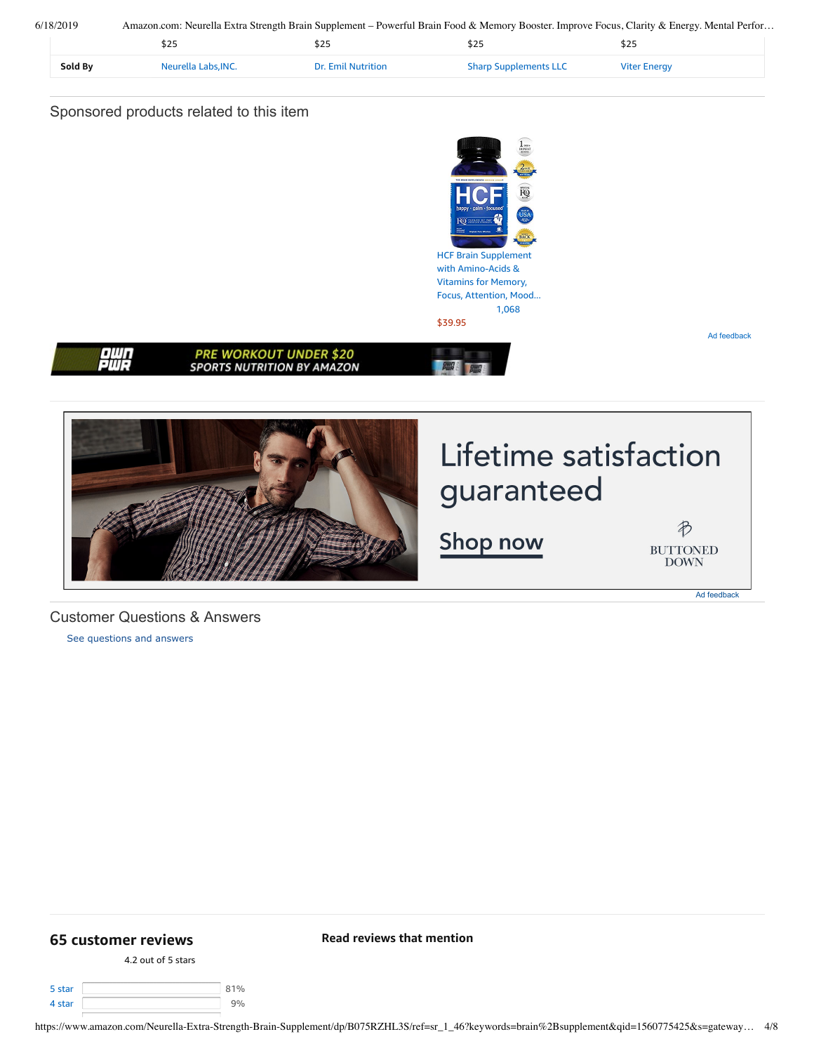| | $25 | $25 | $25 | $25 |
|---|---|---|---|---|
| **Sold By** | Neurella Labs,INC. | Dr. Emil Nutrition | Sharp Supplements LLC | Viter Energy |

## Sponsored products related to this item

HCF Brain Supplement with Amino-Acids & Vitamins for Memory, Focus, Attention, Mood...
1,068
$39.95

Ad feedback

OWN PWR PRE WORKOUT UNDER $20 SPORTS NUTRITION BY AMAZON

Lifetime satisfaction guaranteed

Shop now

BUTTONED DOWN

Ad feedback

## Customer Questions & Answers

See questions and answers

## 65 customer reviews

4.2 out of 5 stars

| | |
|---|---|
| 5 star | 81% |
| 4 star | 9% |

**Read reviews that mention**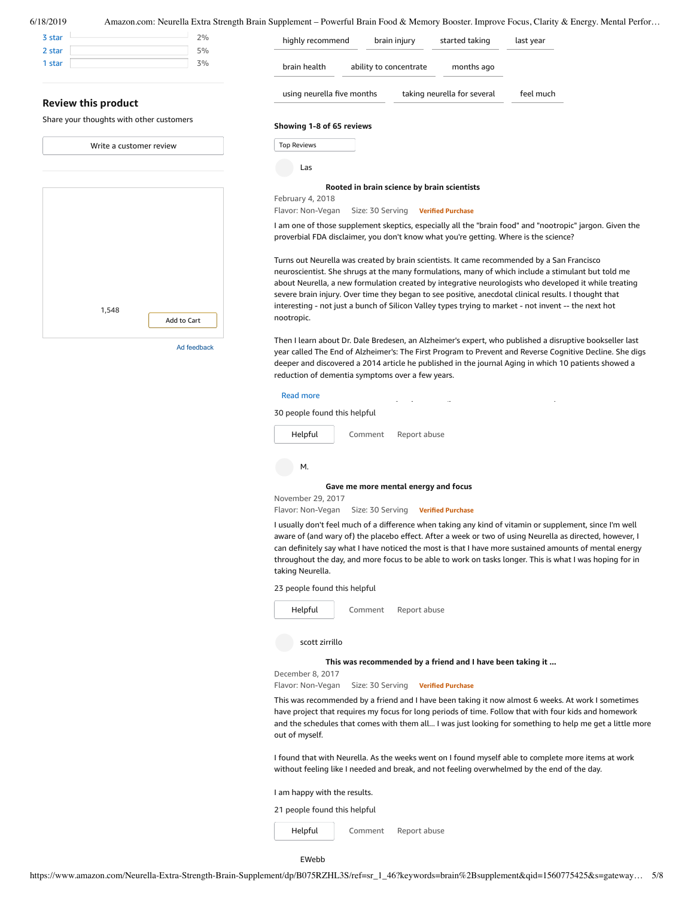3 star 2%
2 star 5%
1 star 3%

highly recommend | brain injury | started taking | last year
brain health | ability to concentrate | months ago
using neurella five months | taking neurella for several | feel much

## Review this product

Share your thoughts with other customers

Write a customer review

1,548

Add to Cart

Ad feedback

**Showing 1-8 of 65 reviews**

Top Reviews

Las

**Rooted in brain science by brain scientists**

February 4, 2018

Flavor: Non-Vegan   Size: 30 Serving   **Verified Purchase**

I am one of those supplement skeptics, especially all the "brain food" and "nootropic" jargon. Given the proverbial FDA disclaimer, you don't know what you're getting. Where is the science?

Turns out Neurella was created by brain scientists. It came recommended by a San Francisco neuroscientist. She shrugs at the many formulations, many of which include a stimulant but told me about Neurella, a new formulation created by integrative neurologists who developed it while treating severe brain injury. Over time they began to see positive, anecdotal clinical results. I thought that interesting - not just a bunch of Silicon Valley types trying to market - not invent -- the next hot nootropic.

Then I learn about Dr. Dale Bredesen, an Alzheimer's expert, who published a disruptive bookseller last year called The End of Alzheimer's: The First Program to Prevent and Reverse Cognitive Decline. She digs deeper and discovered a 2014 article he published in the journal Aging in which 10 patients showed a reduction of dementia symptoms over a few years.

Read more

30 people found this helpful

Helpful   Comment   Report abuse

M.

**Gave me more mental energy and focus**

November 29, 2017

Flavor: Non-Vegan   Size: 30 Serving   **Verified Purchase**

I usually don't feel much of a difference when taking any kind of vitamin or supplement, since I'm well aware of (and wary of) the placebo effect. After a week or two of using Neurella as directed, however, I can definitely say what I have noticed the most is that I have more sustained amounts of mental energy throughout the day, and more focus to be able to work on tasks longer. This is what I was hoping for in taking Neurella.

23 people found this helpful

Helpful   Comment   Report abuse

scott zirrillo

**This was recommended by a friend and I have been taking it ...**

December 8, 2017

Flavor: Non-Vegan   Size: 30 Serving   **Verified Purchase**

This was recommended by a friend and I have been taking it now almost 6 weeks. At work I sometimes have project that requires my focus for long periods of time. Follow that with four kids and homework and the schedules that comes with them all... I was just looking for something to help me get a little more out of myself.

I found that with Neurella. As the weeks went on I found myself able to complete more items at work without feeling like I needed and break, and not feeling overwhelmed by the end of the day.

I am happy with the results.

21 people found this helpful

Helpful   Comment   Report abuse

EWebb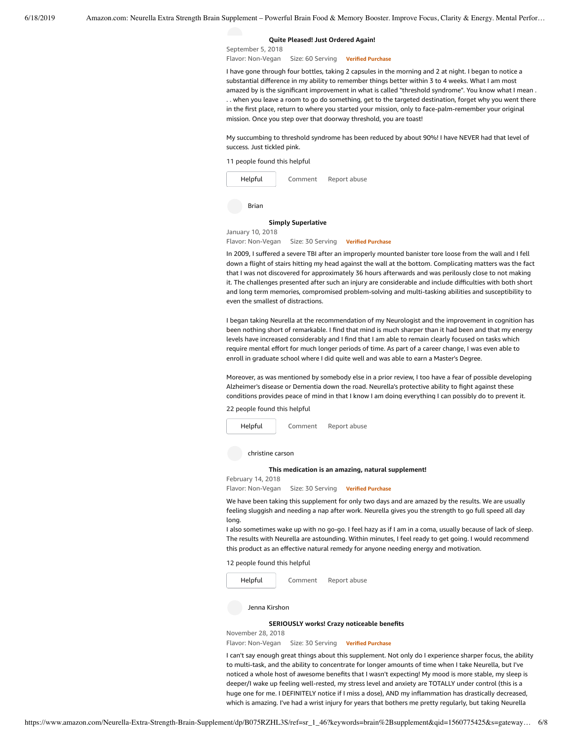**Quite Pleased! Just Ordered Again!**

September 5, 2018

Flavor: Non-Vegan Size: 60 Serving **Verified Purchase**

I have gone through four bottles, taking 2 capsules in the morning and 2 at night. I began to notice a substantial difference in my ability to remember things better within 3 to 4 weeks. What I am most amazed by is the significant improvement in what is called "threshold syndrome". You know what I mean . . . when you leave a room to go do something, get to the targeted destination, forget why you went there in the first place, return to where you started your mission, only to face-palm-remember your original mission. Once you step over that doorway threshold, you are toast!

My succumbing to threshold syndrome has been reduced by about 90%! I have NEVER had that level of success. Just tickled pink.

11 people found this helpful

Helpful Comment Report abuse

Brian

**Simply Superlative**

January 10, 2018

Flavor: Non-Vegan Size: 30 Serving **Verified Purchase**

In 2009, I suffered a severe TBI after an improperly mounted banister tore loose from the wall and I fell down a flight of stairs hitting my head against the wall at the bottom. Complicating matters was the fact that I was not discovered for approximately 36 hours afterwards and was perilously close to not making it. The challenges presented after such an injury are considerable and include difficulties with both short and long term memories, compromised problem-solving and multi-tasking abilities and susceptibility to even the smallest of distractions.

I began taking Neurella at the recommendation of my Neurologist and the improvement in cognition has been nothing short of remarkable. I find that mind is much sharper than it had been and that my energy levels have increased considerably and I find that I am able to remain clearly focused on tasks which require mental effort for much longer periods of time. As part of a career change, I was even able to enroll in graduate school where I did quite well and was able to earn a Master's Degree.

Moreover, as was mentioned by somebody else in a prior review, I too have a fear of possible developing Alzheimer's disease or Dementia down the road. Neurella's protective ability to fight against these conditions provides peace of mind in that I know I am doing everything I can possibly do to prevent it.

22 people found this helpful

Helpful Comment Report abuse

christine carson

**This medication is an amazing, natural supplement!**

February 14, 2018

Flavor: Non-Vegan Size: 30 Serving **Verified Purchase**

We have been taking this supplement for only two days and are amazed by the results. We are usually feeling sluggish and needing a nap after work. Neurella gives you the strength to go full speed all day long.

I also sometimes wake up with no go-go. I feel hazy as if I am in a coma, usually because of lack of sleep. The results with Neurella are astounding. Within minutes, I feel ready to get going. I would recommend this product as an effective natural remedy for anyone needing energy and motivation.

12 people found this helpful

Helpful Comment Report abuse

Jenna Kirshon

**SERIOUSLY works! Crazy noticeable benefits**

November 28, 2018

Flavor: Non-Vegan Size: 30 Serving **Verified Purchase**

I can't say enough great things about this supplement. Not only do I experience sharper focus, the ability to multi-task, and the ability to concentrate for longer amounts of time when I take Neurella, but I've noticed a whole host of awesome benefits that I wasn't expecting! My mood is more stable, my sleep is deeper/I wake up feeling well-rested, my stress level and anxiety are TOTALLY under control (this is a huge one for me. I DEFINITELY notice if I miss a dose), AND my inflammation has drastically decreased, which is amazing. I've had a wrist injury for years that bothers me pretty regularly, but taking Neurella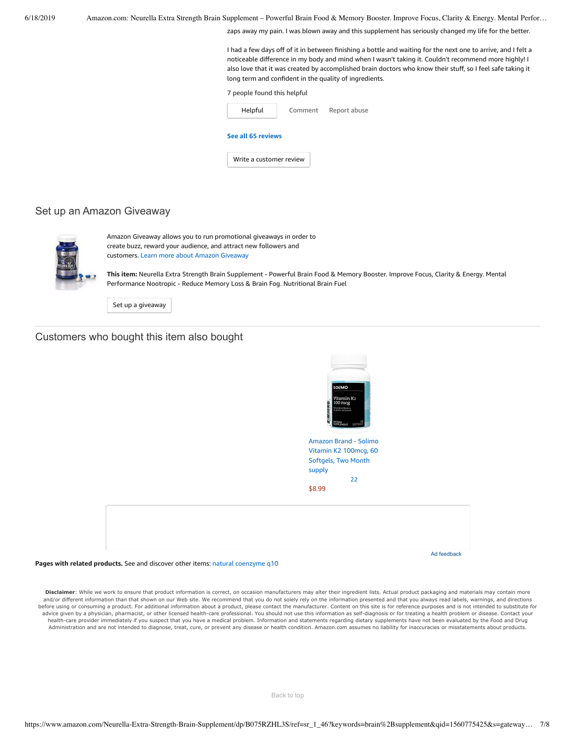zaps away my pain. I was blown away and this supplement has seriously changed my life for the better.

I had a few days off of it in between finishing a bottle and waiting for the next one to arrive, and I felt a noticeable difference in my body and mind when I wasn't taking it. Couldn't recommend more highly! I also love that it was created by accomplished brain doctors who know their stuff, so I feel safe taking it long term and confident in the quality of ingredients.

7 people found this helpful

Helpful Comment Report abuse

**See all 65 reviews**

Write a customer review

## Set up an Amazon Giveaway

Amazon Giveaway allows you to run promotional giveaways in order to create buzz, reward your audience, and attract new followers and customers. Learn more about Amazon Giveaway

**This item:** Neurella Extra Strength Brain Supplement - Powerful Brain Food & Memory Booster. Improve Focus, Clarity & Energy. Mental Performance Nootropic - Reduce Memory Loss & Brain Fog. Nutritional Brain Fuel

Set up a giveaway

## Customers who bought this item also bought

Amazon Brand - Solimo Vitamin K2 100mcg, 60 Softgels, Two Month supply

22

$8.99

Ad feedback

**Pages with related products.** See and discover other items: natural coenzyme q10

**Disclaimer**: While we work to ensure that product information is correct, on occasion manufacturers may alter their ingredient lists. Actual product packaging and materials may contain more and/or different information than that shown on our Web site. We recommend that you do not solely rely on the information presented and that you always read labels, warnings, and directions before using or consuming a product. For additional information about a product, please contact the manufacturer. Content on this site is for reference purposes and is not intended to substitute for advice given by a physician, pharmacist, or other licensed health-care professional. You should not use this information as self-diagnosis or for treating a health problem or disease. Contact your health-care provider immediately if you suspect that you have a medical problem. Information and statements regarding dietary supplements have not been evaluated by the Food and Drug Administration and are not intended to diagnose, treat, cure, or prevent any disease or health condition. Amazon.com assumes no liability for inaccuracies or misstatements about products.

Back to top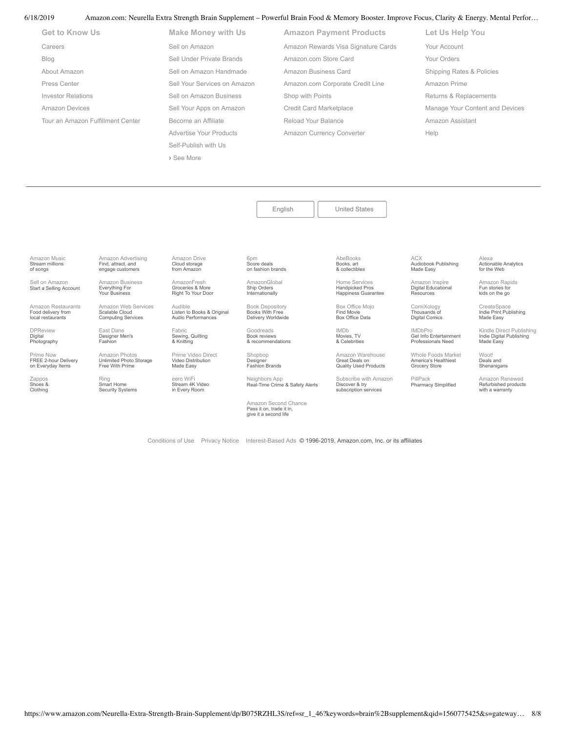**Get to Know Us**

Careers

Blog

About Amazon

Press Center

Investor Relations

Amazon Devices

Tour an Amazon Fulfillment Center

**Make Money with Us**

Sell on Amazon

Sell Under Private Brands

Sell on Amazon Handmade

Sell Your Services on Amazon

Sell on Amazon Business

Sell Your Apps on Amazon

Become an Affiliate

Advertise Your Products

Self-Publish with Us

› See More

**Amazon Payment Products**

Amazon Rewards Visa Signature Cards

Amazon.com Store Card

Amazon Business Card

Amazon.com Corporate Credit Line

Shop with Points

Credit Card Marketplace

Reload Your Balance

Amazon Currency Converter

**Let Us Help You**

Your Account

Your Orders

Shipping Rates & Policies

Amazon Prime

Returns & Replacements

Manage Your Content and Devices

Amazon Assistant

Help

---

English | United States

Amazon Music
Stream millions of songs

Amazon Advertising
Find, attract, and engage customers

Amazon Drive
Cloud storage from Amazon

6pm
Score deals on fashion brands

AbeBooks
Books, art & collectibles

ACX
Audiobook Publishing Made Easy

Alexa
Actionable Analytics for the Web

Sell on Amazon
Start a Selling Account

Amazon Business
Everything For Your Business

AmazonFresh
Groceries & More Right To Your Door

AmazonGlobal
Ship Orders Internationally

Home Services
Handpicked Pros Happiness Guarantee

Amazon Inspire
Digital Educational Resources

Amazon Rapids
Fun stories for kids on the go

Amazon Restaurants
Food delivery from local restaurants

Amazon Web Services
Scalable Cloud Computing Services

Audible
Listen to Books & Original Audio Performances

Book Depository
Books With Free Delivery Worldwide

Box Office Mojo
Find Movie Box Office Data

ComiXology
Thousands of Digital Comics

CreateSpace
Indie Print Publishing Made Easy

DPReview
Digital Photography

East Dane
Designer Men's Fashion

Fabric
Sewing, Quilting & Knitting

Goodreads
Book reviews & recommendations

IMDb
Movies, TV & Celebrities

IMDbPro
Get Info Entertainment Professionals Need

Kindle Direct Publishing
Indie Digital Publishing Made Easy

Prime Now
FREE 2-hour Delivery on Everyday Items

Amazon Photos
Unlimited Photo Storage Free With Prime

Prime Video Direct
Video Distribution Made Easy

Shopbop
Designer Fashion Brands

Amazon Warehouse
Great Deals on Quality Used Products

Whole Foods Market
America's Healthiest Grocery Store

Woot!
Deals and Shenanigans

Zappos
Shoes & Clothing

Ring
Smart Home Security Systems

eero WiFi
Stream 4K Video in Every Room

Neighbors App
Real-Time Crime & Safety Alerts

Subscribe with Amazon
Discover & try subscription services

PillPack
Pharmacy Simplified

Amazon Renewed
Refurbished products with a warranty

Amazon Second Chance
Pass it on, trade it in, give it a second life

Conditions of Use Privacy Notice Interest-Based Ads © 1996-2019, Amazon.com, Inc. or its affiliates